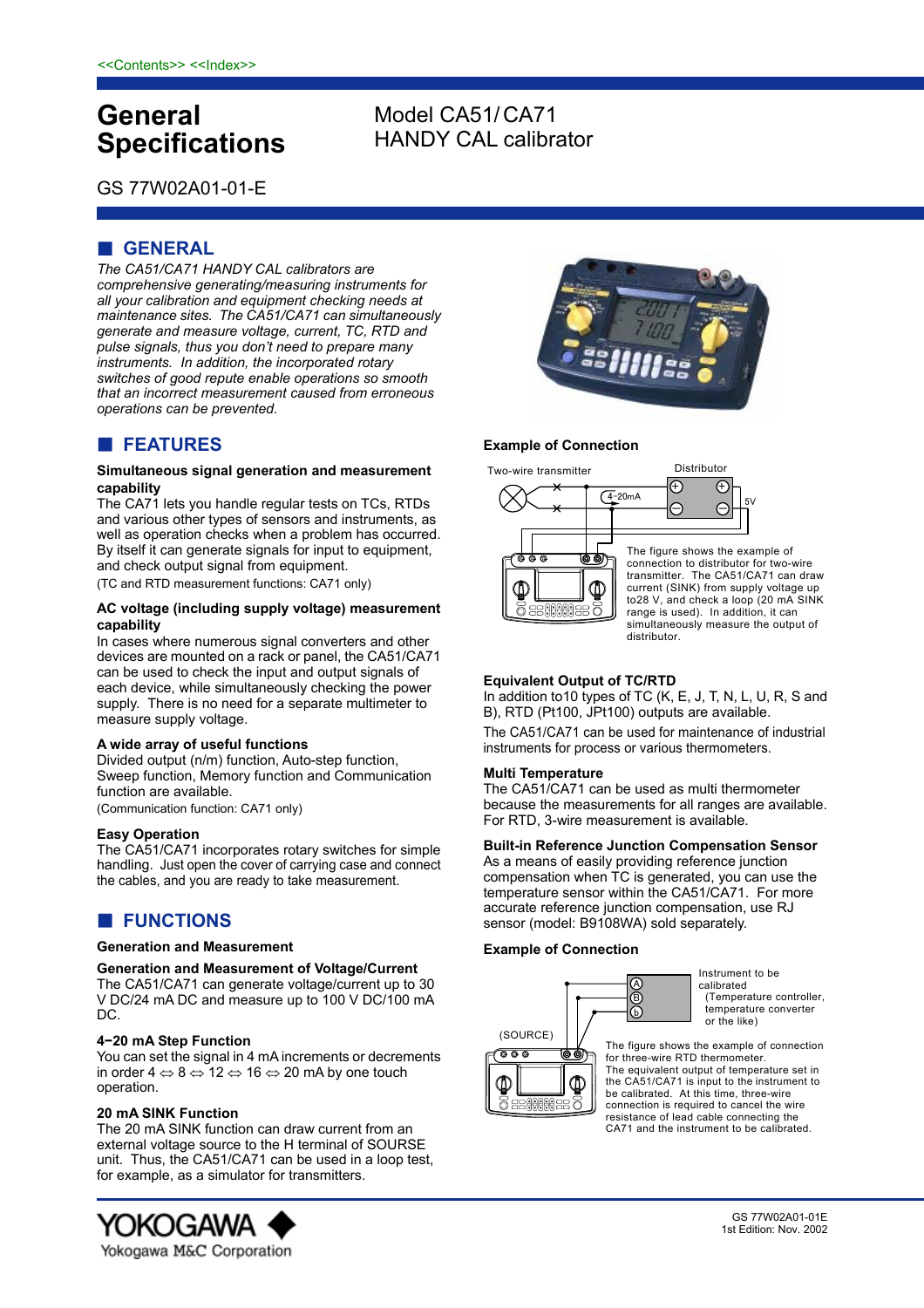<<Contents>> <<Index>>

# General Specifications

## Model CA51/ CA71 HANDY CAL calibrator

GS 77W02A01-01-E

## ■ GENERAL

*The CA51/CA71 HANDY CAL calibrators are comprehensive generating/measuring instruments for all your calibration and equipment checking needs at maintenance sites. The CA51/CA71 can simultaneously generate and measure voltage, current, TC, RTD and pulse signals, thus you don't need to prepare many instruments. In addition, the incorporated rotary switches of good repute enable operations so smooth that an incorrect measurement caused from erroneous operations can be prevented.*

## ■ FEATURES

**Simultaneous signal generation and measurement capability**

The CA71 lets you handle regular tests on TCs, RTDs and various other types of sensors and instruments, as well as operation checks when a problem has occurred. By itself it can generate signals for input to equipment, and check output signal from equipment.

(TC and RTD measurement functions: CA71 only)

**AC voltage (including supply voltage) measurement capability**

In cases where numerous signal converters and other devices are mounted on a rack or panel, the CA51/CA71 can be used to check the input and output signals of each device, while simultaneously checking the power supply. There is no need for a separate multimeter to measure supply voltage.

**A wide array of useful functions**

Divided output (n/m) function, Auto-step function, Sweep function, Memory function and Communication function are available.

(Communication function: CA71 only)

**Easy Operation**

The CA51/CA71 incorporates rotary switches for simple handling. Just open the cover of carrying case and connect the cables, and you are ready to take measurement.

## ■ FUNCTIONS

**Generation and Measurement**

**Generation and Measurement of Voltage/Current**

The CA51/CA71 can generate voltage/current up to 30 V DC/24 mA DC and measure up to 100 V DC/100 mA DC.

**4−20 mA Step Function**

You can set the signal in 4 mA increments or decrements in order 4 ⇔ 8 ⇔ 12 ⇔ 16 ⇔ 20 mA by one touch operation.

**20 mA SINK Function**

The 20 mA SINK function can draw current from an external voltage source to the H terminal of SOURSE unit. Thus, the CA51/CA71 can be used in a loop test, for example, as a simulator for transmitters.

**Example of Connection**

Two-wire transmitter — 4−20mA — Distributor — 5V

The figure shows the example of connection to distributor for two-wire transmitter. The CA51/CA71 can draw current (SINK) from supply voltage up to28 V, and check a loop (20 mA SINK range is used). In addition, it can simultaneously measure the output of distributor.

**Equivalent Output of TC/RTD**

In addition to10 types of TC (K, E, J, T, N, L, U, R, S and B), RTD (Pt100, JPt100) outputs are available.

The CA51/CA71 can be used for maintenance of industrial instruments for process or various thermometers.

**Multi Temperature**

The CA51/CA71 can be used as multi thermometer because the measurements for all ranges are available. For RTD, 3-wire measurement is available.

**Built-in Reference Junction Compensation Sensor**

As a means of easily providing reference junction compensation when TC is generated, you can use the temperature sensor within the CA51/CA71. For more accurate reference junction compensation, use RJ sensor (model: B9108WA) sold separately.

**Example of Connection**

(SOURCE) — A, B, b — Instrument to be calibrated (Temperature controller, temperature converter or the like)

The figure shows the example of connection for three-wire RTD thermometer. The equivalent output of temperature set in the CA51/CA71 is input to the instrument to be calibrated. At this time, three-wire connection is required to cancel the wire resistance of lead cable connecting the CA71 and the instrument to be calibrated.

YOKOGAWA ◆
Yokogawa M&C Corporation

GS 77W02A01-01E
1st Edition: Nov. 2002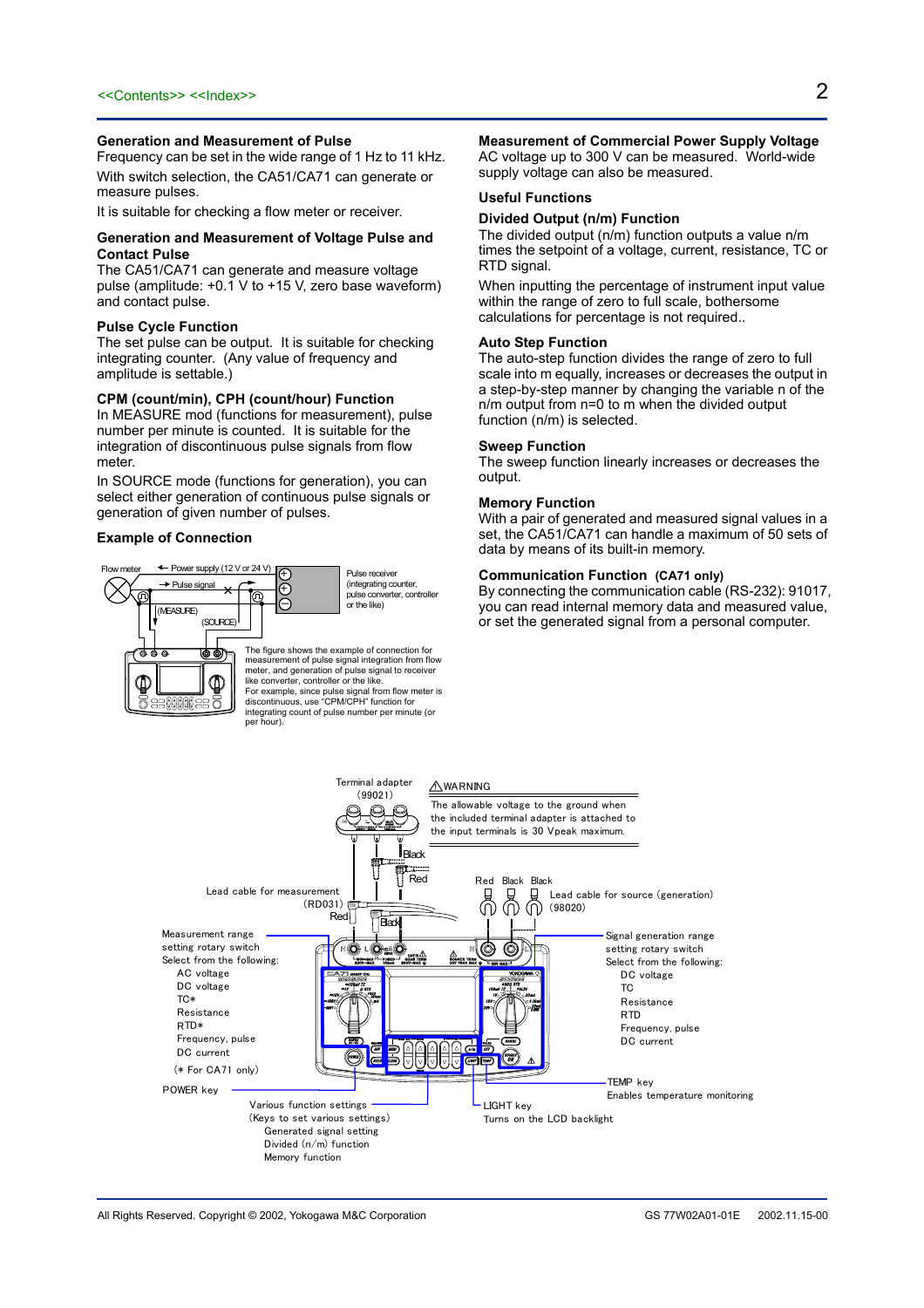### Generation and Measurement of Pulse

Frequency can be set in the wide range of 1 Hz to 11 kHz.

With switch selection, the CA51/CA71 can generate or measure pulses.

It is suitable for checking a flow meter or receiver.

### Generation and Measurement of Voltage Pulse and Contact Pulse

The CA51/CA71 can generate and measure voltage pulse (amplitude: +0.1 V to +15 V, zero base waveform) and contact pulse.

### Pulse Cycle Function

The set pulse can be output. It is suitable for checking integrating counter. (Any value of frequency and amplitude is settable.)

### CPM (count/min), CPH (count/hour) Function

In MEASURE mod (functions for measurement), pulse number per minute is counted. It is suitable for the integration of discontinuous pulse signals from flow meter.

In SOURCE mode (functions for generation), you can select either generation of continuous pulse signals or generation of given number of pulses.

### Example of Connection

Flow meter

Power supply (12 V or 24 V)

Pulse signal

(MEASURE)

(SOURCE)

Pulse receiver (integrating counter, pulse converter, controller or the like)

The figure shows the example of connection for measurement of pulse signal integration from flow meter, and generation of pulse signal to receiver like converter, controller or the like.
For example, since pulse signal from flow meter is discontinuous, use "CPM/CPH" function for integrating count of pulse number per minute (or per hour).

### Measurement of Commercial Power Supply Voltage

AC voltage up to 300 V can be measured. World-wide supply voltage can also be measured.

### Useful Functions

### Divided Output (n/m) Function

The divided output (n/m) function outputs a value n/m times the setpoint of a voltage, current, resistance, TC or RTD signal.

When inputting the percentage of instrument input value within the range of zero to full scale, bothersome calculations for percentage is not required..

### Auto Step Function

The auto-step function divides the range of zero to full scale into m equally, increases or decreases the output in a step-by-step manner by changing the variable n of the n/m output from n=0 to m when the divided output function (n/m) is selected.

### Sweep Function

The sweep function linearly increases or decreases the output.

### Memory Function

With a pair of generated and measured signal values in a set, the CA51/CA71 can handle a maximum of 50 sets of data by means of its built-in memory.

### Communication Function (CA71 only)

By connecting the communication cable (RS-232): 91017, you can read internal memory data and measured value, or set the generated signal from a personal computer.

Terminal adapter (99021)

⚠WARNING
The allowable voltage to the ground when the included terminal adapter is attached to the input terminals is 30 Vpeak maximum.

Black

Red

Lead cable for measurement (RD031)

Red

Black

Red Black Black

Lead cable for source (generation) (98020)

Measurement range setting rotary switch
Select from the following:
- AC voltage
- DC voltage
- TC*
- Resistance
- RTD*
- Frequency, pulse
- DC current

(* For CA71 only)

Signal generation range setting rotary switch
Select from the following:
- DC voltage
- TC
- Resistance
- RTD
- Frequency, pulse
- DC current

POWER key

TEMP key
Enables temperature monitoring

Various function settings
(Keys to set various settings)
- Generated signal setting
- Divided (n/m) function
- Memory function

LIGHT key
Turns on the LCD backlight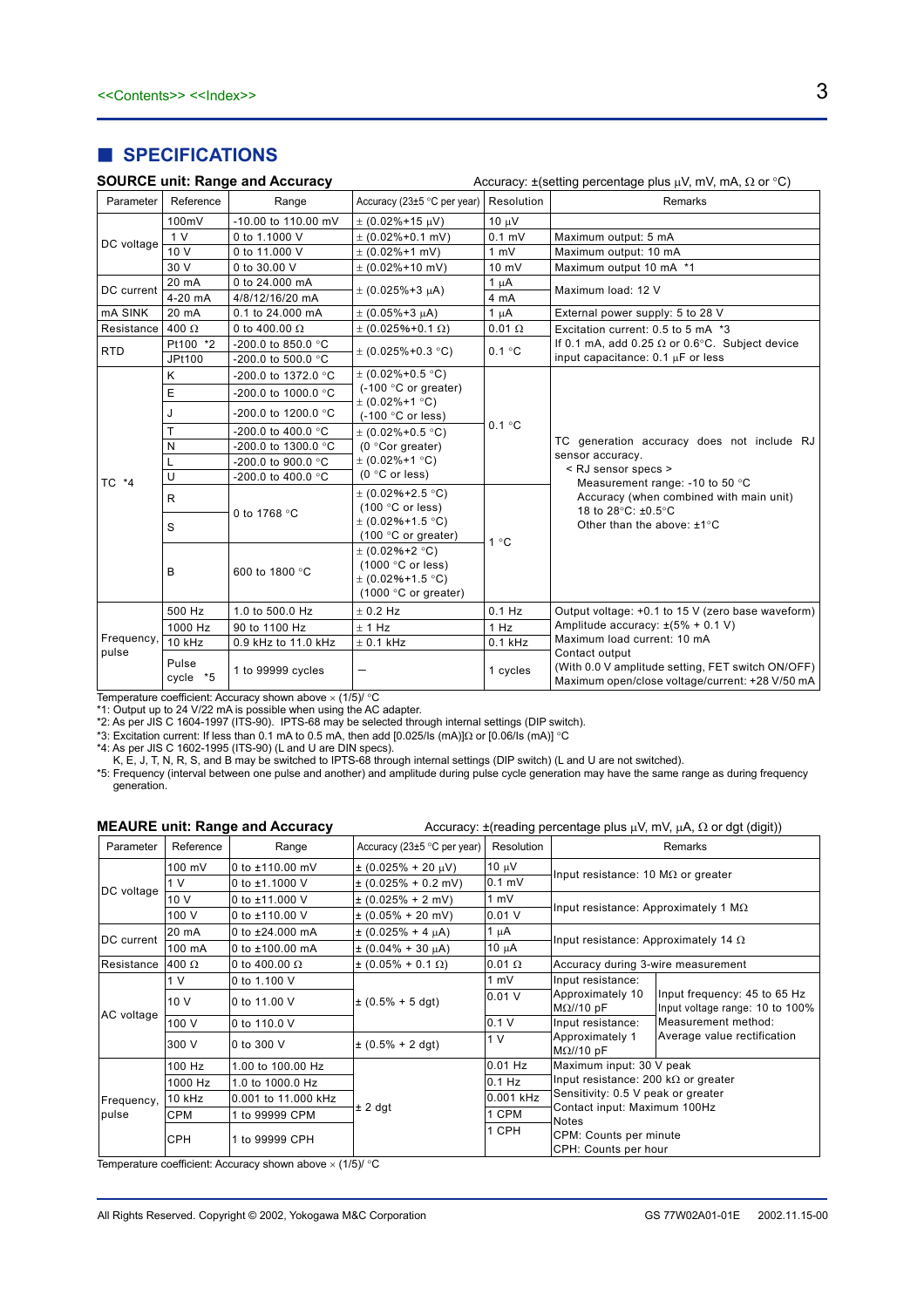<<Contents>> <<Index>>

## ■ SPECIFICATIONS

**SOURCE unit: Range and Accuracy**

Accuracy: ±(setting percentage plus μV, mV, mA, Ω or °C)

| Parameter | Reference | Range | Accuracy (23±5 °C per year) | Resolution | Remarks |
|---|---|---|---|---|---|
| DC voltage | 100mV | -10.00 to 110.00 mV | ± (0.02%+15 μV) | 10 μV | |
| | 1 V | 0 to 1.1000 V | ± (0.02%+0.1 mV) | 0.1 mV | Maximum output: 5 mA |
| | 10 V | 0 to 11.000 V | ± (0.02%+1 mV) | 1 mV | Maximum output: 10 mA |
| | 30 V | 0 to 30.00 V | ± (0.02%+10 mV) | 10 mV | Maximum output 10 mA *1 |
| DC current | 20 mA | 0 to 24.000 mA | ± (0.025%+3 μA) | 1 μA | Maximum load: 12 V |
| | 4-20 mA | 4/8/12/16/20 mA | | 4 mA | |
| mA SINK | 20 mA | 0.1 to 24.000 mA | ± (0.05%+3 μA) | 1 μA | External power supply: 5 to 28 V |
| Resistance | 400 Ω | 0 to 400.00 Ω | ± (0.025%+0.1 Ω) | 0.01 Ω | Excitation current: 0.5 to 5 mA *3 |
| RTD | Pt100 *2 | -200.0 to 850.0 °C | ± (0.025%+0.3 °C) | 0.1 °C | If 0.1 mA, add 0.25 Ω or 0.6°C. Subject device input capacitance: 0.1 μF or less |
| | JPt100 | -200.0 to 500.0 °C | | | |
| TC *4 | K | -200.0 to 1372.0 °C | ± (0.02%+0.5 °C) (-100 °C or greater) ± (0.02%+1 °C) (-100 °C or less) | 0.1 °C | TC generation accuracy does not include RJ sensor accuracy. < RJ sensor specs > Measurement range: -10 to 50 °C Accuracy (when combined with main unit) 18 to 28°C: ±0.5°C Other than the above: ±1°C |
| | E | -200.0 to 1000.0 °C | | | |
| | J | -200.0 to 1200.0 °C | | | |
| | T | -200.0 to 400.0 °C | ± (0.02%+0.5 °C) (0 °Cor greater) ± (0.02%+1 °C) (0 °C or less) | | |
| | N | -200.0 to 1300.0 °C | | | |
| | L | -200.0 to 900.0 °C | | | |
| | U | -200.0 to 400.0 °C | | | |
| | R | 0 to 1768 °C | ± (0.02%+2.5 °C) (100 °C or less) ± (0.02%+1.5 °C) (100 °C or greater) | 1 °C | |
| | S | | | | |
| | B | 600 to 1800 °C | ± (0.02%+2 °C) (1000 °C or less) ± (0.02%+1.5 °C) (1000 °C or greater) | | |
| Frequency, pulse | 500 Hz | 1.0 to 500.0 Hz | ± 0.2 Hz | 0.1 Hz | Output voltage: +0.1 to 15 V (zero base waveform) Amplitude accuracy: ±(5% + 0.1 V) Maximum load current: 10 mA Contact output (With 0.0 V amplitude setting, FET switch ON/OFF) Maximum open/close voltage/current: +28 V/50 mA |
| | 1000 Hz | 90 to 1100 Hz | ± 1 Hz | 1 Hz | |
| | 10 kHz | 0.9 kHz to 11.0 kHz | ± 0.1 kHz | 0.1 kHz | |
| | Pulse cycle *5 | 1 to 99999 cycles | — | 1 cycles | |

Temperature coefficient: Accuracy shown above × (1/5)/ °C

*1: Output up to 24 V/22 mA is possible when using the AC adapter.
*2: As per JIS C 1604-1997 (ITS-90). IPTS-68 may be selected through internal settings (DIP switch).
*3: Excitation current: If less than 0.1 mA to 0.5 mA, then add [0.025/Is (mA)]Ω or [0.06/Is (mA)] °C
*4: As per JIS C 1602-1995 (ITS-90) (L and U are DIN specs).
K, E, J, T, N, R, S, and B may be switched to IPTS-68 through internal settings (DIP switch) (L and U are not switched).
*5: Frequency (interval between one pulse and another) and amplitude during pulse cycle generation may have the same range as during frequency generation.

**MEAURE unit: Range and Accuracy**

Accuracy: ±(reading percentage plus μV, mV, μA, Ω or dgt (digit))

| Parameter | Reference | Range | Accuracy (23±5 °C per year) | Resolution | Remarks | |
|---|---|---|---|---|---|---|
| DC voltage | 100 mV | 0 to ±110.00 mV | ± (0.025% + 20 μV) | 10 μV | Input resistance: 10 MΩ or greater | |
| | 1 V | 0 to ±1.1000 V | ± (0.025% + 0.2 mV) | 0.1 mV | | |
| | 10 V | 0 to ±11.000 V | ± (0.025% + 2 mV) | 1 mV | Input resistance: Approximately 1 MΩ | |
| | 100 V | 0 to ±110.00 V | ± (0.05% + 20 mV) | 0.01 V | | |
| DC current | 20 mA | 0 to ±24.000 mA | ± (0.025% + 4 μA) | 1 μA | Input resistance: Approximately 14 Ω | |
| | 100 mA | 0 to ±100.00 mA | ± (0.04% + 30 μA) | 10 μA | | |
| Resistance | 400 Ω | 0 to 400.00 Ω | ± (0.05% + 0.1 Ω) | 0.01 Ω | Accuracy during 3-wire measurement | |
| AC voltage | 1 V | 0 to 1.100 V | ± (0.5% + 5 dgt) | 1 mV | Input resistance: Approximately 10 MΩ//10 pF | Input frequency: 45 to 65 Hz Input voltage range: 10 to 100% Measurement method: Average value rectification |
| | 10 V | 0 to 11.00 V | | 0.01 V | | |
| | 100 V | 0 to 110.0 V | | 0.1 V | Input resistance: Approximately 1 MΩ//10 pF | |
| | 300 V | 0 to 300 V | ± (0.5% + 2 dgt) | 1 V | | |
| Frequency, pulse | 100 Hz | 1.00 to 100.00 Hz | ± 2 dgt | 0.01 Hz | Maximum input: 30 V peak Input resistance: 200 kΩ or greater Sensitivity: 0.5 V peak or greater Contact input: Maximum 100Hz Notes CPM: Counts per minute CPH: Counts per hour | |
| | 1000 Hz | 1.0 to 1000.0 Hz | | 0.1 Hz | | |
| | 10 kHz | 0.001 to 11.000 kHz | | 0.001 kHz | | |
| | CPM | 1 to 99999 CPM | | 1 CPM | | |
| | CPH | 1 to 99999 CPH | | 1 CPH | | |

Temperature coefficient: Accuracy shown above × (1/5)/ °C

All Rights Reserved. Copyright © 2002, Yokogawa M&C Corporation

GS 77W02A01-01E 2002.11.15-00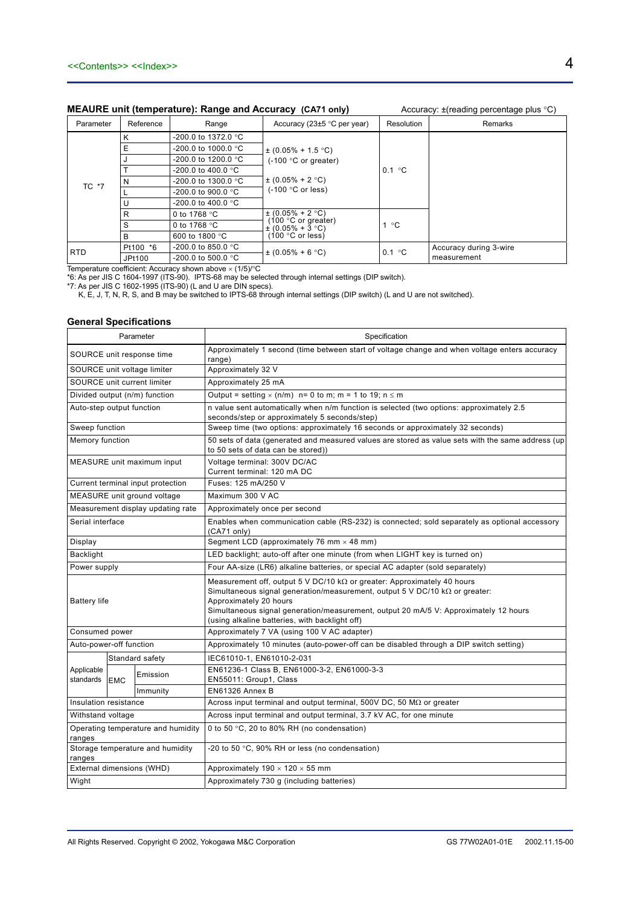### MEAURE unit (temperature): Range and Accuracy (CA71 only)

Accuracy: ±(reading percentage plus °C)

| Parameter | Reference | Range | Accuracy (23±5 °C per year) | Resolution | Remarks |
|---|---|---|---|---|---|
| TC *7 | K | -200.0 to 1372.0 °C | ± (0.05% + 1.5 °C) (-100 °C or greater)<br>± (0.05% + 2 °C) (-100 °C or less) | 0.1 °C | |
| | E | -200.0 to 1000.0 °C | | | |
| | J | -200.0 to 1200.0 °C | | | |
| | T | -200.0 to 400.0 °C | | | |
| | N | -200.0 to 1300.0 °C | | | |
| | L | -200.0 to 900.0 °C | | | |
| | U | -200.0 to 400.0 °C | | | |
| | R | 0 to 1768 °C | ± (0.05% + 2 °C) (100 °C or greater)<br>± (0.05% + 3 °C) (100 °C or less) | 1 °C | |
| | S | 0 to 1768 °C | | | |
| | B | 600 to 1800 °C | | | |
| RTD | Pt100 *6 | -200.0 to 850.0 °C | ± (0.05% + 6 °C) | 0.1 °C | Accuracy during 3-wire measurement |
| | JPt100 | -200.0 to 500.0 °C | | | |

Temperature coefficient: Accuracy shown above × (1/5)/°C
*6: As per JIS C 1604-1997 (ITS-90). IPTS-68 may be selected through internal settings (DIP switch).
*7: As per JIS C 1602-1995 (ITS-90) (L and U are DIN specs).
K, E, J, T, N, R, S, and B may be switched to IPTS-68 through internal settings (DIP switch) (L and U are not switched).

### General Specifications

| Parameter | | | Specification |
|---|---|---|---|
| SOURCE unit response time | | | Approximately 1 second (time between start of voltage change and when voltage enters accuracy range) |
| SOURCE unit voltage limiter | | | Approximately 32 V |
| SOURCE unit current limiter | | | Approximately 25 mA |
| Divided output (n/m) function | | | Output = setting × (n/m) n= 0 to m; m = 1 to 19; n ≤ m |
| Auto-step output function | | | n value sent automatically when n/m function is selected (two options: approximately 2.5 seconds/step or approximately 5 seconds/step) |
| Sweep function | | | Sweep time (two options: approximately 16 seconds or approximately 32 seconds) |
| Memory function | | | 50 sets of data (generated and measured values are stored as value sets with the same address (up to 50 sets of data can be stored)) |
| MEASURE unit maximum input | | | Voltage terminal: 300V DC/AC<br>Current terminal: 120 mA DC |
| Current terminal input protection | | | Fuses: 125 mA/250 V |
| MEASURE unit ground voltage | | | Maximum 300 V AC |
| Measurement display updating rate | | | Approximately once per second |
| Serial interface | | | Enables when communication cable (RS-232) is connected; sold separately as optional accessory (CA71 only) |
| Display | | | Segment LCD (approximately 76 mm × 48 mm) |
| Backlight | | | LED backlight; auto-off after one minute (from when LIGHT key is turned on) |
| Power supply | | | Four AA-size (LR6) alkaline batteries, or special AC adapter (sold separately) |
| Battery life | | | Measurement off, output 5 V DC/10 kΩ or greater: Approximately 40 hours<br>Simultaneous signal generation/measurement, output 5 V DC/10 kΩ or greater: Approximately 20 hours<br>Simultaneous signal generation/measurement, output 20 mA/5 V: Approximately 12 hours<br>(using alkaline batteries, with backlight off) |
| Consumed power | | | Approximately 7 VA (using 100 V AC adapter) |
| Auto-power-off function | | | Approximately 10 minutes (auto-power-off can be disabled through a DIP switch setting) |
| Applicable standards | Standard safety | | IEC61010-1, EN61010-2-031 |
| | EMC | Emission | EN61236-1 Class B, EN61000-3-2, EN61000-3-3<br>EN55011: Group1, Class |
| | | Immunity | EN61326 Annex B |
| Insulation resistance | | | Across input terminal and output terminal, 500V DC, 50 MΩ or greater |
| Withstand voltage | | | Across input terminal and output terminal, 3.7 kV AC, for one minute |
| Operating temperature and humidity ranges | | | 0 to 50 °C, 20 to 80% RH (no condensation) |
| Storage temperature and humidity ranges | | | -20 to 50 °C, 90% RH or less (no condensation) |
| External dimensions (WHD) | | | Approximately 190 × 120 × 55 mm |
| Wight | | | Approximately 730 g (including batteries) |

All Rights Reserved. Copyright © 2002, Yokogawa M&C Corporation GS 77W02A01-01E 2002.11.15-00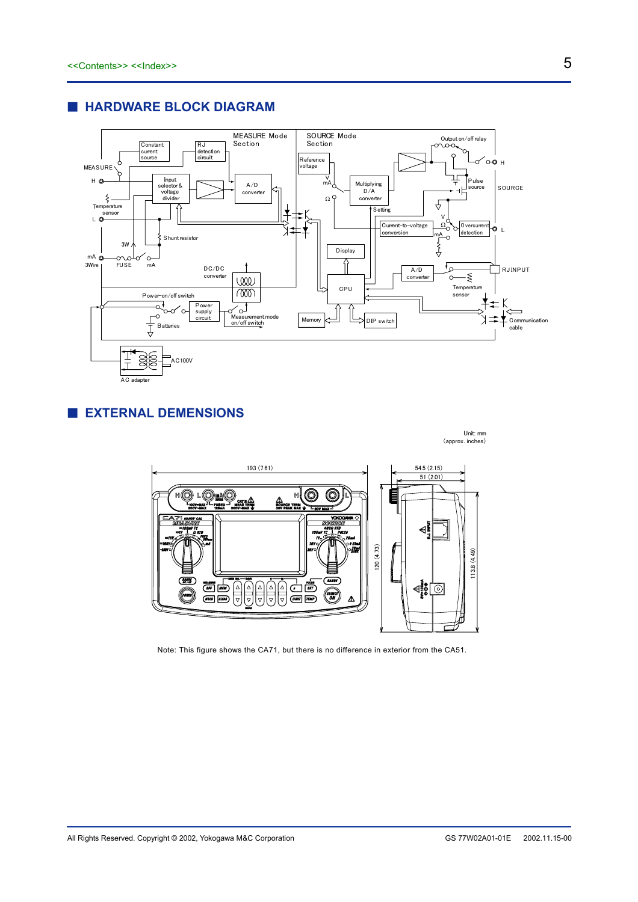## ■ HARDWARE BLOCK DIAGRAM

## ■ EXTERNAL DEMENSIONS

Unit: mm
(approx. inches)

Note: This figure shows the CA71, but there is no difference in exterior from the CA51.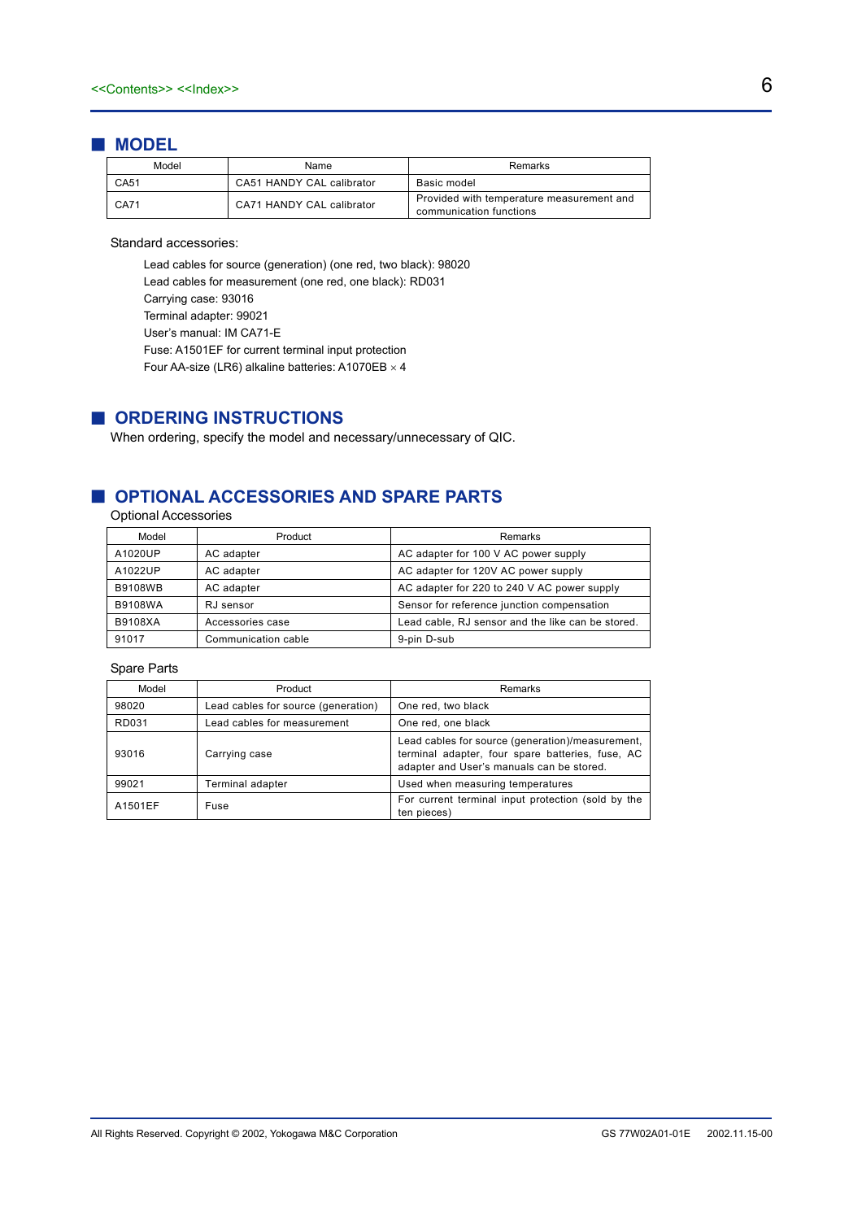## MODEL

| Model | Name | Remarks |
|---|---|---|
| CA51 | CA51 HANDY CAL calibrator | Basic model |
| CA71 | CA71 HANDY CAL calibrator | Provided with temperature measurement and communication functions |

Standard accessories:

Lead cables for source (generation) (one red, two black): 98020
Lead cables for measurement (one red, one black): RD031
Carrying case: 93016
Terminal adapter: 99021
User's manual: IM CA71-E
Fuse: A1501EF for current terminal input protection
Four AA-size (LR6) alkaline batteries: A1070EB × 4

## ORDERING INSTRUCTIONS

When ordering, specify the model and necessary/unnecessary of QIC.

## OPTIONAL ACCESSORIES AND SPARE PARTS

Optional Accessories

| Model | Product | Remarks |
|---|---|---|
| A1020UP | AC adapter | AC adapter for 100 V AC power supply |
| A1022UP | AC adapter | AC adapter for 120V AC power supply |
| B9108WB | AC adapter | AC adapter for 220 to 240 V AC power supply |
| B9108WA | RJ sensor | Sensor for reference junction compensation |
| B9108XA | Accessories case | Lead cable, RJ sensor and the like can be stored. |
| 91017 | Communication cable | 9-pin D-sub |

Spare Parts

| Model | Product | Remarks |
|---|---|---|
| 98020 | Lead cables for source (generation) | One red, two black |
| RD031 | Lead cables for measurement | One red, one black |
| 93016 | Carrying case | Lead cables for source (generation)/measurement, terminal adapter, four spare batteries, fuse, AC adapter and User's manuals can be stored. |
| 99021 | Terminal adapter | Used when measuring temperatures |
| A1501EF | Fuse | For current terminal input protection (sold by the ten pieces) |

All Rights Reserved. Copyright © 2002, Yokogawa M&C Corporation GS 77W02A01-01E 2002.11.15-00